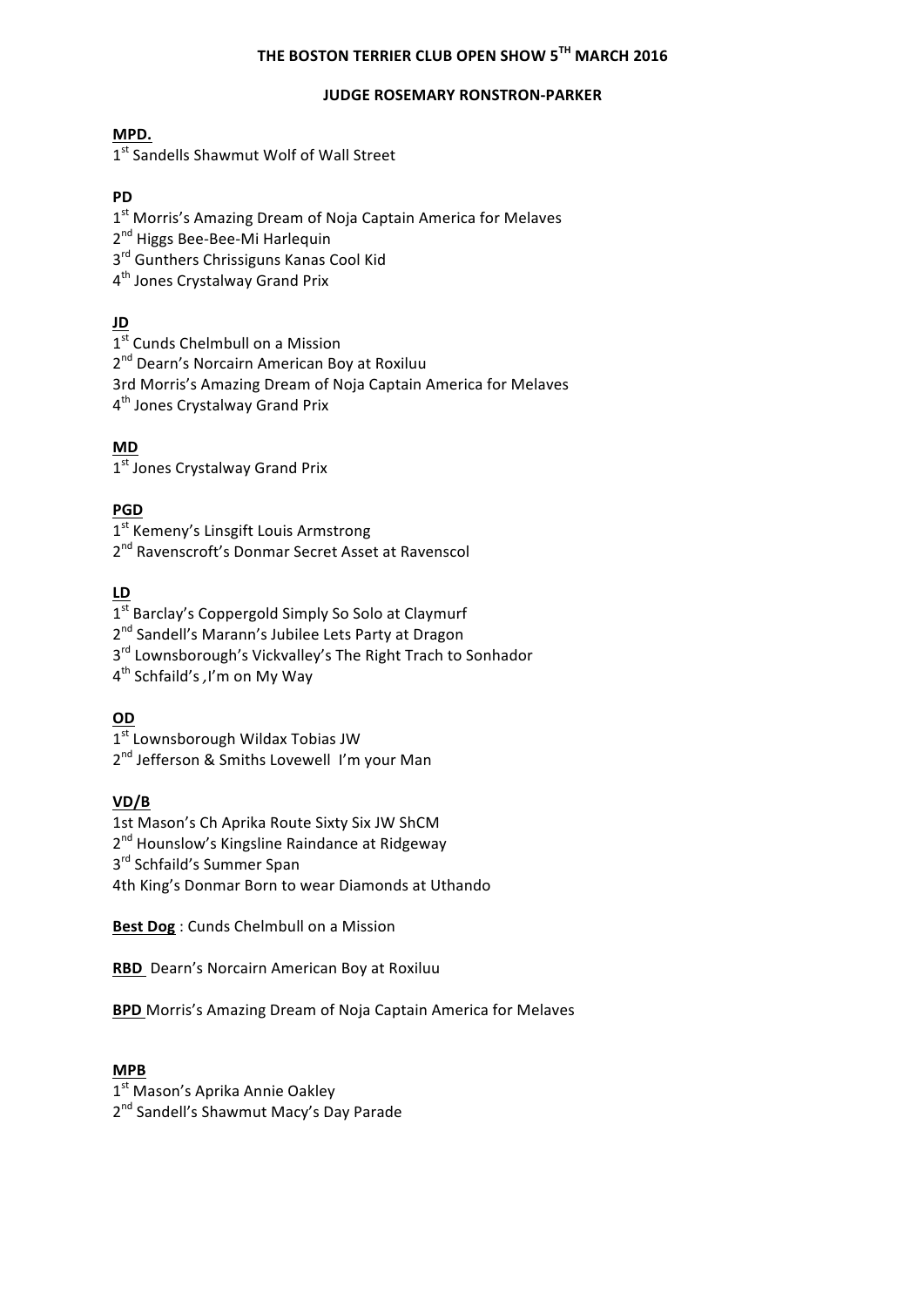# THE BOSTON TERRIER CLUB OPEN SHOW 5TH MARCH 2016

## JUDGE ROSEMARY RONSTRON-PARKER

**MPD.**

1st Sandells Shawmut Wolf of Wall Street

**PD**

1st Morris's Amazing Dream of Noja Captain America for Melaves
2nd Higgs Bee-Bee-Mi Harlequin
3rd Gunthers Chrissiguns Kanas Cool Kid
4th Jones Crystalway Grand Prix

**JD**

1st Cunds Chelmbull on a Mission
2nd Dearn's Norcairn American Boy at Roxiluu
3rd Morris's Amazing Dream of Noja Captain America for Melaves
4th Jones Crystalway Grand Prix

**MD**

1st Jones Crystalway Grand Prix

**PGD**

1st Kemeny's Linsgift Louis Armstrong
2nd Ravenscroft's Donmar Secret Asset at Ravenscol

**LD**

1st Barclay's Coppergold Simply So Solo at Claymurf
2nd Sandell's Marann's Jubilee Lets Party at Dragon
3rd Lownsborough's Vickvalley's The Right Trach to Sonhador
4th Schfaild's ,I'm on My Way

**OD**

1st Lownsborough Wildax Tobias JW
2nd Jefferson & Smiths Lovewell I'm your Man

**VD/B**

1st Mason's Ch Aprika Route Sixty Six JW ShCM
2nd Hounslow's Kingsline Raindance at Ridgeway
3rd Schfaild's Summer Span
4th King's Donmar Born to wear Diamonds at Uthando

**Best Dog** : Cunds Chelmbull on a Mission

**RBD** Dearn's Norcairn American Boy at Roxiluu

**BPD** Morris's Amazing Dream of Noja Captain America for Melaves

**MPB**

1st Mason's Aprika Annie Oakley
2nd Sandell's Shawmut Macy's Day Parade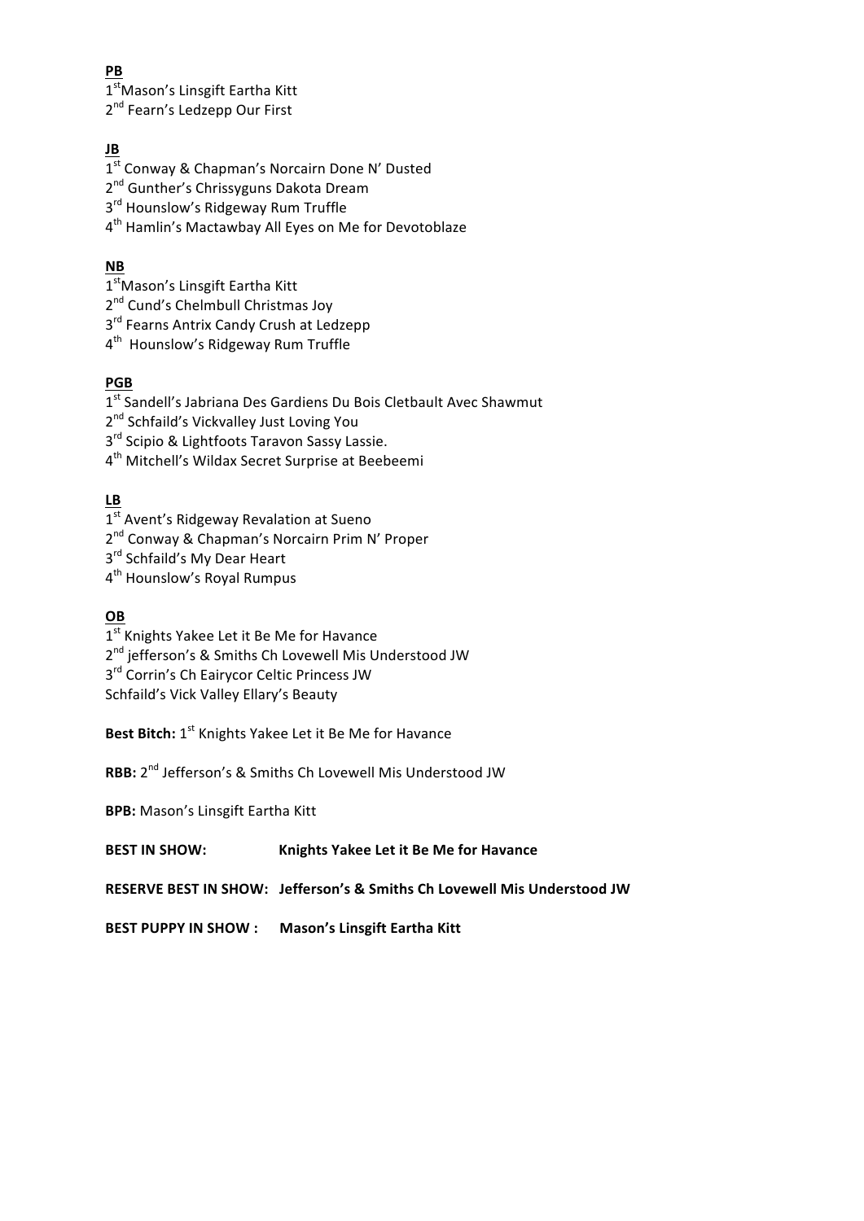**PB**

1st Mason's Linsgift Eartha Kitt
2nd Fearn's Ledzepp Our First

**JB**

1st Conway & Chapman's Norcairn Done N' Dusted
2nd Gunther's Chrissyguns Dakota Dream
3rd Hounslow's Ridgeway Rum Truffle
4th Hamlin's Mactawbay All Eyes on Me for Devotoblaze

**NB**

1st Mason's Linsgift Eartha Kitt
2nd Cund's Chelmbull Christmas Joy
3rd Fearns Antrix Candy Crush at Ledzepp
4th Hounslow's Ridgeway Rum Truffle

**PGB**

1st Sandell's Jabriana Des Gardiens Du Bois Cletbault Avec Shawmut
2nd Schfaild's Vickvalley Just Loving You
3rd Scipio & Lightfoots Taravon Sassy Lassie.
4th Mitchell's Wildax Secret Surprise at Beebeemi

**LB**

1st Avent's Ridgeway Revalation at Sueno
2nd Conway & Chapman's Norcairn Prim N' Proper
3rd Schfaild's My Dear Heart
4th Hounslow's Royal Rumpus

**OB**

1st Knights Yakee Let it Be Me for Havance
2nd jefferson's & Smiths Ch Lovewell Mis Understood JW
3rd Corrin's Ch Eairycor Celtic Princess JW
Schfaild's Vick Valley Ellary's Beauty

**Best Bitch:** 1st Knights Yakee Let it Be Me for Havance

**RBB:** 2nd Jefferson's & Smiths Ch Lovewell Mis Understood JW

**BPB:** Mason's Linsgift Eartha Kitt

**BEST IN SHOW: Knights Yakee Let it Be Me for Havance**

**RESERVE BEST IN SHOW: Jefferson's & Smiths Ch Lovewell Mis Understood JW**

**BEST PUPPY IN SHOW : Mason's Linsgift Eartha Kitt**